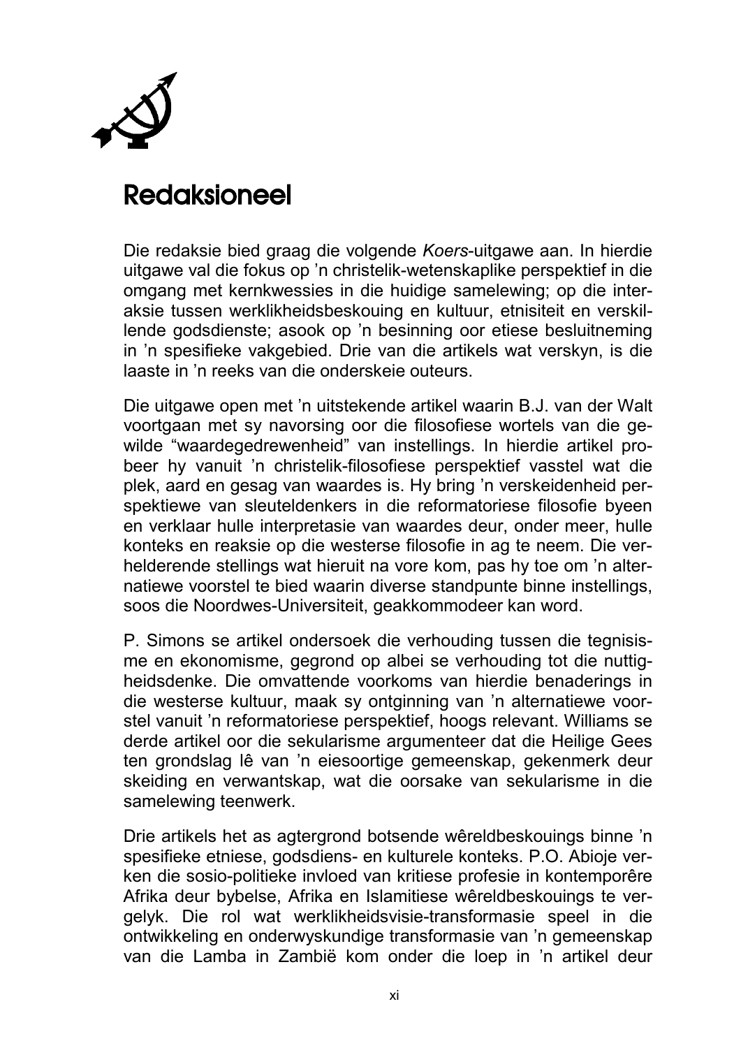# Redaksioneel

Die redaksie bied graag die volgende *Koers*-uitgawe aan. In hierdie uitgawe val die fokus op 'n christelik-wetenskaplike perspektief in die omgang met kernkwessies in die huidige samelewing; op die interaksie tussen werklikheidsbeskouing en kultuur, etnisiteit en verskillende godsdienste; asook op 'n besinning oor etiese besluitneming in 'n spesifieke vakgebied. Drie van die artikels wat verskyn, is die laaste in 'n reeks van die onderskeie outeurs.

Die uitgawe open met 'n uitstekende artikel waarin B.J. van der Walt voortgaan met sy navorsing oor die filosofiese wortels van die gewilde "waardegedrewenheid" van instellings. In hierdie artikel probeer hy vanuit 'n christelik-filosofiese perspektief vasstel wat die plek, aard en gesag van waardes is. Hy bring 'n verskeidenheid perspektiewe van sleuteldenkers in die reformatoriese filosofie byeen en verklaar hulle interpretasie van waardes deur, onder meer, hulle konteks en reaksie op die westerse filosofie in ag te neem. Die verhelderende stellings wat hieruit na vore kom, pas hy toe om 'n alternatiewe voorstel te bied waarin diverse standpunte binne instellings, soos die Noordwes-Universiteit, geakkommodeer kan word.

P. Simons se artikel ondersoek die verhouding tussen die tegnisisme en ekonomisme, gegrond op albei se verhouding tot die nuttigheidsdenke. Die omvattende voorkoms van hierdie benaderings in die westerse kultuur, maak sy ontginning van 'n alternatiewe voorstel vanuit 'n reformatoriese perspektief, hoogs relevant. Williams se derde artikel oor die sekularisme argumenteer dat die Heilige Gees ten grondslag lê van 'n eiesoortige gemeenskap, gekenmerk deur skeiding en verwantskap, wat die oorsake van sekularisme in die samelewing teenwerk.

Drie artikels het as agtergrond botsende wêreldbeskouings binne 'n spesifieke etniese, godsdiens- en kulturele konteks. P.O. Abioje verken die sosio-politieke invloed van kritiese profesie in kontemporêre Afrika deur bybelse, Afrika en Islamitiese wêreldbeskouings te vergelyk. Die rol wat werklikheidsvisie-transformasie speel in die ontwikkeling en onderwyskundige transformasie van 'n gemeenskap van die Lamba in Zambië kom onder die loep in 'n artikel deur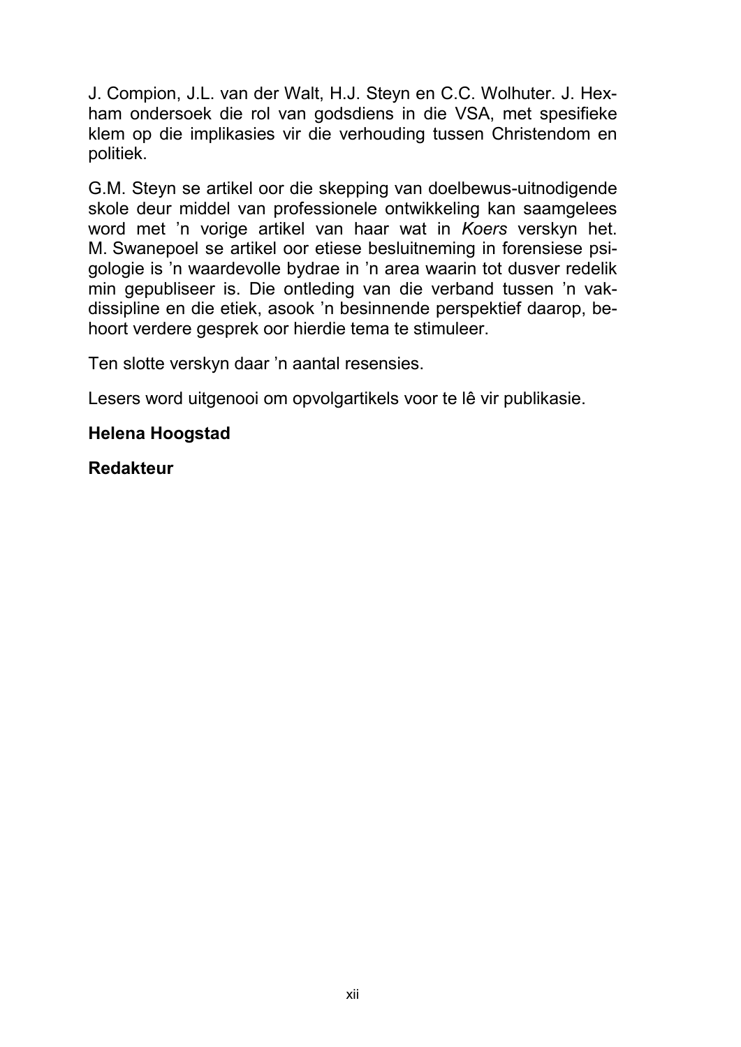J. Compion, J.L. van der Walt, H.J. Steyn en C.C. Wolhuter. J. Hexham ondersoek die rol van godsdiens in die VSA, met spesifieke klem op die implikasies vir die verhouding tussen Christendom en politiek.

G.M. Steyn se artikel oor die skepping van doelbewus-uitnodigende skole deur middel van professionele ontwikkeling kan saamgelees word met 'n vorige artikel van haar wat in *Koers* verskyn het. M. Swanepoel se artikel oor etiese besluitneming in forensiese psigologie is 'n waardevolle bydrae in 'n area waarin tot dusver redelik min gepubliseer is. Die ontleding van die verband tussen 'n vakdissipline en die etiek, asook 'n besinnende perspektief daarop, behoort verdere gesprek oor hierdie tema te stimuleer.

Ten slotte verskyn daar 'n aantal resensies.

Lesers word uitgenooi om opvolgartikels voor te lê vir publikasie.

**Helena Hoogstad**

**Redakteur**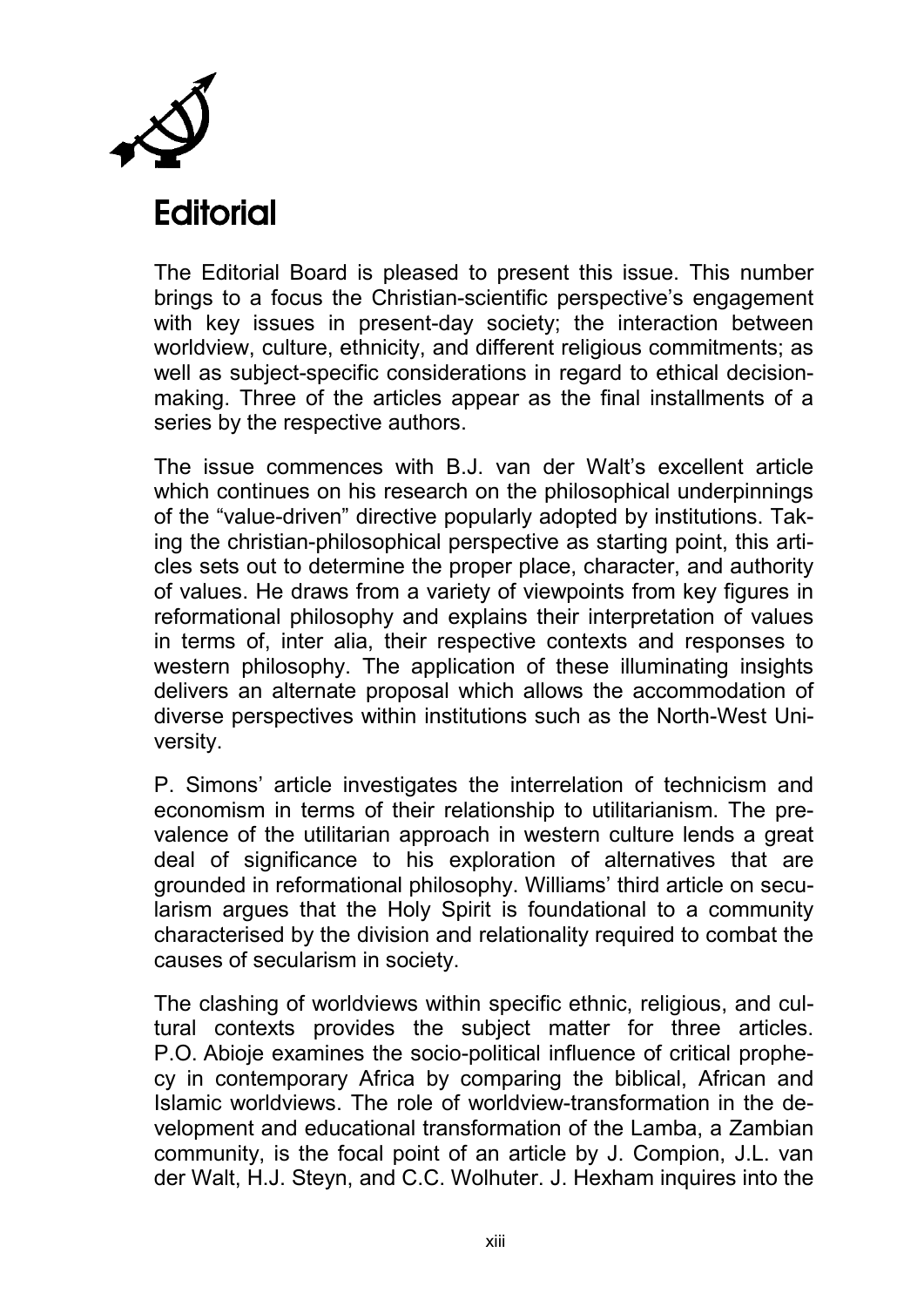# Editorial

The Editorial Board is pleased to present this issue. This number brings to a focus the Christian-scientific perspective's engagement with key issues in present-day society; the interaction between worldview, culture, ethnicity, and different religious commitments; as well as subject-specific considerations in regard to ethical decision-making. Three of the articles appear as the final installments of a series by the respective authors.

The issue commences with B.J. van der Walt's excellent article which continues on his research on the philosophical underpinnings of the "value-driven" directive popularly adopted by institutions. Taking the christian-philosophical perspective as starting point, this articles sets out to determine the proper place, character, and authority of values. He draws from a variety of viewpoints from key figures in reformational philosophy and explains their interpretation of values in terms of, inter alia, their respective contexts and responses to western philosophy. The application of these illuminating insights delivers an alternate proposal which allows the accommodation of diverse perspectives within institutions such as the North-West University.

P. Simons' article investigates the interrelation of technicism and economism in terms of their relationship to utilitarianism. The prevalence of the utilitarian approach in western culture lends a great deal of significance to his exploration of alternatives that are grounded in reformational philosophy. Williams' third article on secularism argues that the Holy Spirit is foundational to a community characterised by the division and relationality required to combat the causes of secularism in society.

The clashing of worldviews within specific ethnic, religious, and cultural contexts provides the subject matter for three articles. P.O. Abioje examines the socio-political influence of critical prophecy in contemporary Africa by comparing the biblical, African and Islamic worldviews. The role of worldview-transformation in the development and educational transformation of the Lamba, a Zambian community, is the focal point of an article by J. Compion, J.L. van der Walt, H.J. Steyn, and C.C. Wolhuter. J. Hexham inquires into the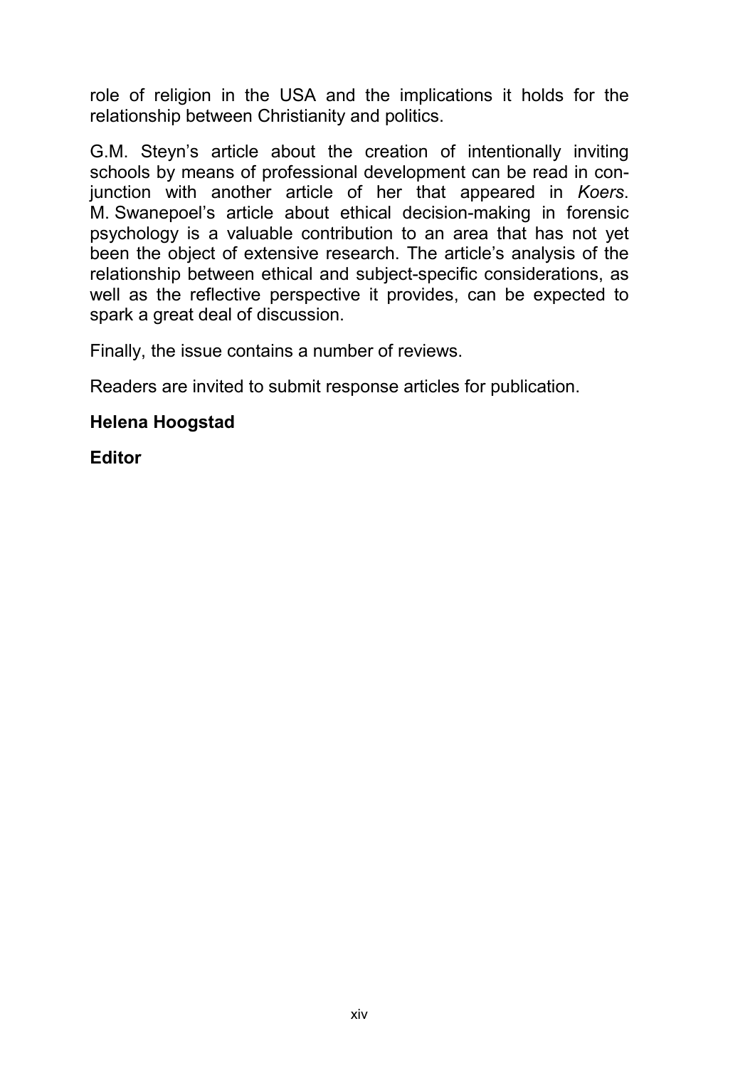role of religion in the USA and the implications it holds for the relationship between Christianity and politics.

G.M. Steyn's article about the creation of intentionally inviting schools by means of professional development can be read in conjunction with another article of her that appeared in *Koers*. M. Swanepoel's article about ethical decision-making in forensic psychology is a valuable contribution to an area that has not yet been the object of extensive research. The article's analysis of the relationship between ethical and subject-specific considerations, as well as the reflective perspective it provides, can be expected to spark a great deal of discussion.

Finally, the issue contains a number of reviews.

Readers are invited to submit response articles for publication.

**Helena Hoogstad**

**Editor**